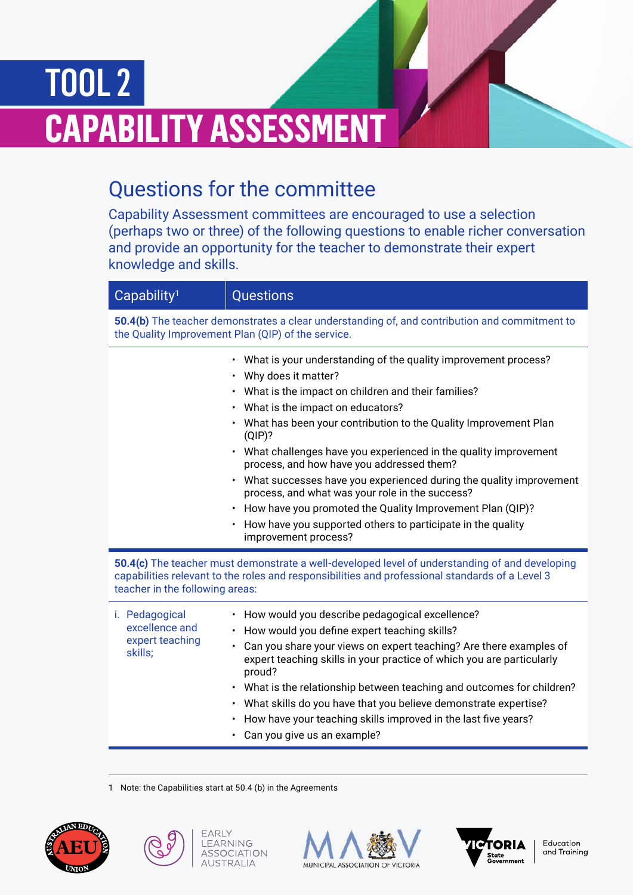# TOOL 2

# CAPABILITY ASSESSMENT

## Questions for the committee

Capability Assessment committees are encouraged to use a selection (perhaps two or three) of the following questions to enable richer conversation and provide an opportunity for the teacher to demonstrate their expert knowledge and skills.

| Capability[1] | Questions |
|---|---|
| **50.4(b)** The teacher demonstrates a clear understanding of, and contribution and commitment to the Quality Improvement Plan (QIP) of the service. | |
| | • What is your understanding of the quality improvement process?<br>• Why does it matter?<br>• What is the impact on children and their families?<br>• What is the impact on educators?<br>• What has been your contribution to the Quality Improvement Plan (QIP)?<br>• What challenges have you experienced in the quality improvement process, and how have you addressed them?<br>• What successes have you experienced during the quality improvement process, and what was your role in the success?<br>• How have you promoted the Quality Improvement Plan (QIP)?<br>• How have you supported others to participate in the quality improvement process? |
| **50.4(c)** The teacher must demonstrate a well-developed level of understanding of and developing capabilities relevant to the roles and responsibilities and professional standards of a Level 3 teacher in the following areas: | |
| i. Pedagogical excellence and expert teaching skills; | • How would you describe pedagogical excellence?<br>• How would you define expert teaching skills?<br>• Can you share your views on expert teaching? Are there examples of expert teaching skills in your practice of which you are particularly proud?<br>• What is the relationship between teaching and outcomes for children?<br>• What skills do you have that you believe demonstrate expertise?<br>• How have your teaching skills improved in the last five years?<br>• Can you give us an example? |

1 Note: the Capabilities start at 50.4 (b) in the Agreements

EARLY LEARNING ASSOCIATION AUSTRALIA

MUNICIPAL ASSOCIATION OF VICTORIA

VICTORIA State Government | Education and Training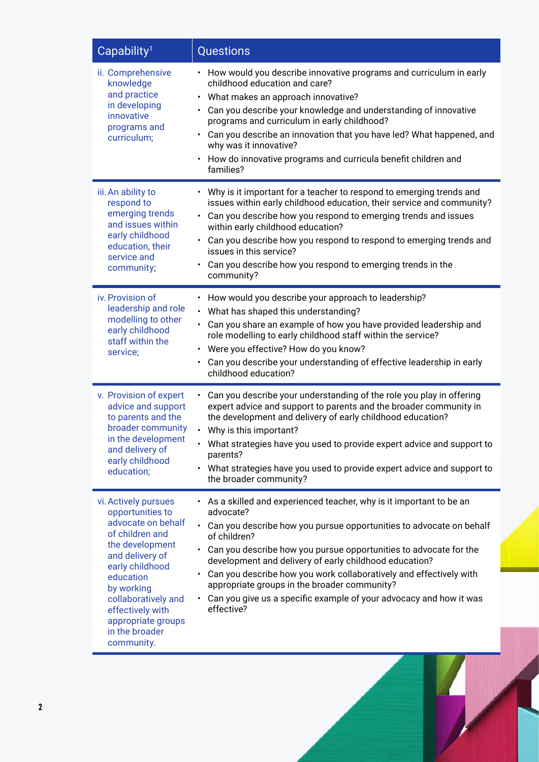| Capability[1] | Questions |
|---|---|
| ii. Comprehensive knowledge and practice in developing innovative programs and curriculum; | • How would you describe innovative programs and curriculum in early childhood education and care?<br>• What makes an approach innovative?<br>• Can you describe your knowledge and understanding of innovative programs and curriculum in early childhood?<br>• Can you describe an innovation that you have led? What happened, and why was it innovative?<br>• How do innovative programs and curricula benefit children and families? |
| iii. An ability to respond to emerging trends and issues within early childhood education, their service and community; | • Why is it important for a teacher to respond to emerging trends and issues within early childhood education, their service and community?<br>• Can you describe how you respond to emerging trends and issues within early childhood education?<br>• Can you describe how you respond to respond to emerging trends and issues in this service?<br>• Can you describe how you respond to emerging trends in the community? |
| iv. Provision of leadership and role modelling to other early childhood staff within the service; | • How would you describe your approach to leadership?<br>• What has shaped this understanding?<br>• Can you share an example of how you have provided leadership and role modelling to early childhood staff within the service?<br>• Were you effective? How do you know?<br>• Can you describe your understanding of effective leadership in early childhood education? |
| v. Provision of expert advice and support to parents and the broader community in the development and delivery of early childhood education; | • Can you describe your understanding of the role you play in offering expert advice and support to parents and the broader community in the development and delivery of early childhood education?<br>• Why is this important?<br>• What strategies have you used to provide expert advice and support to parents?<br>• What strategies have you used to provide expert advice and support to the broader community? |
| vi. Actively pursues opportunities to advocate on behalf of children and the development and delivery of early childhood education by working collaboratively and effectively with appropriate groups in the broader community. | • As a skilled and experienced teacher, why is it important to be an advocate?<br>• Can you describe how you pursue opportunities to advocate on behalf of children?<br>• Can you describe how you pursue opportunities to advocate for the development and delivery of early childhood education?<br>• Can you describe how you work collaboratively and effectively with appropriate groups in the broader community?<br>• Can you give us a specific example of your advocacy and how it was effective? |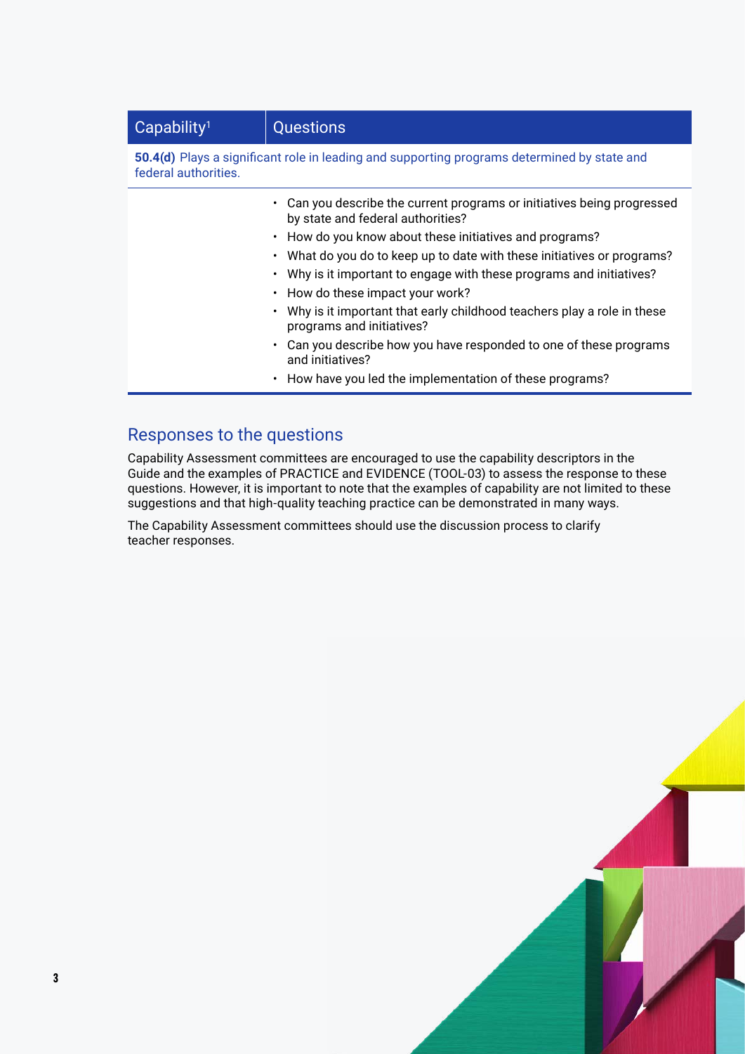| Capability[1] | Questions |
|---|---|
| **50.4(d)** Plays a significant role in leading and supporting programs determined by state and federal authorities. | |
| | • Can you describe the current programs or initiatives being progressed by state and federal authorities?<br>• How do you know about these initiatives and programs?<br>• What do you do to keep up to date with these initiatives or programs?<br>• Why is it important to engage with these programs and initiatives?<br>• How do these impact your work?<br>• Why is it important that early childhood teachers play a role in these programs and initiatives?<br>• Can you describe how you have responded to one of these programs and initiatives?<br>• How have you led the implementation of these programs? |

## Responses to the questions

Capability Assessment committees are encouraged to use the capability descriptors in the Guide and the examples of PRACTICE and EVIDENCE (TOOL-03) to assess the response to these questions. However, it is important to note that the examples of capability are not limited to these suggestions and that high-quality teaching practice can be demonstrated in many ways.

The Capability Assessment committees should use the discussion process to clarify teacher responses.